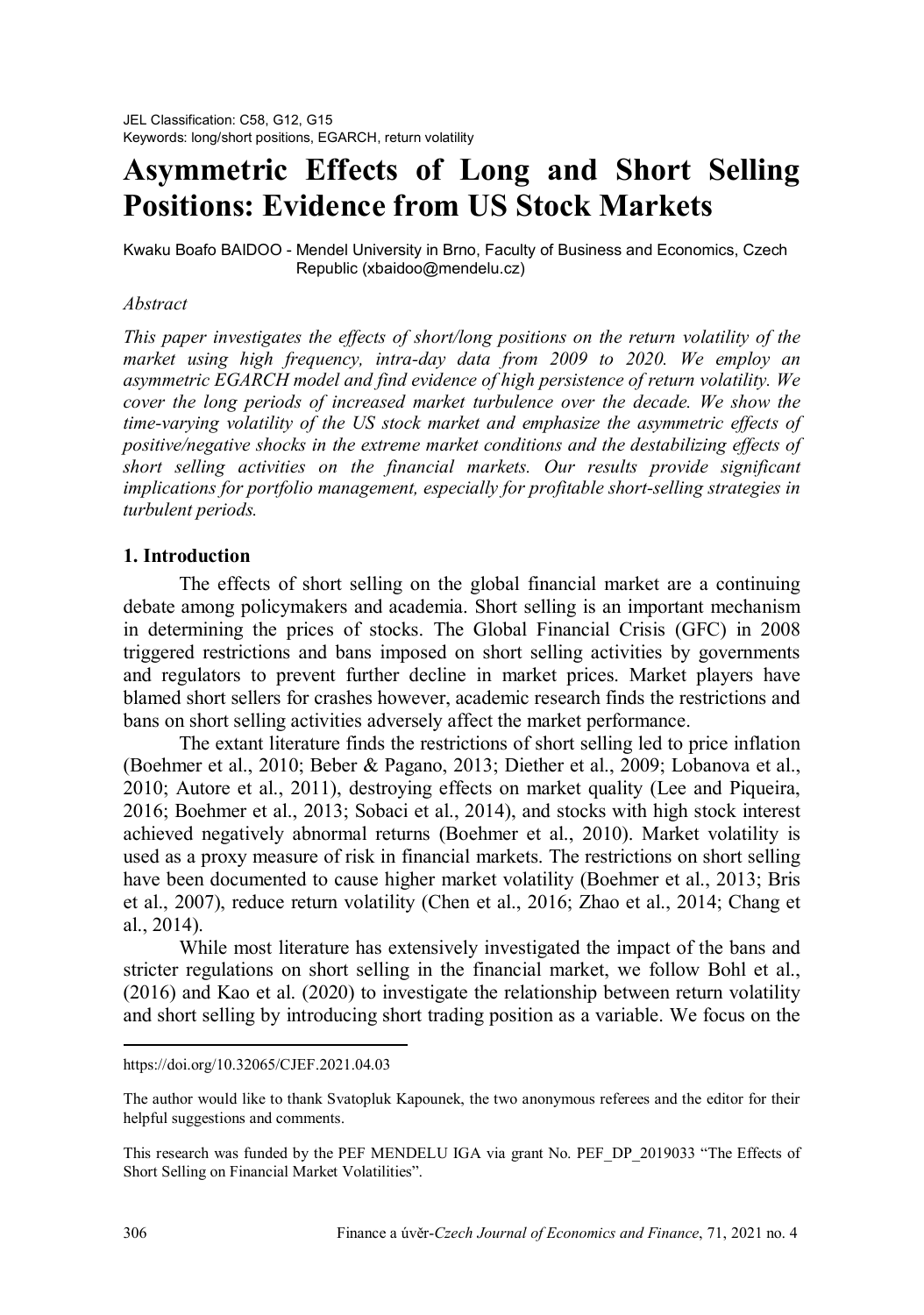JEL Classification: C58, G12, G15
Keywords: long/short positions, EGARCH, return volatility

# Asymmetric Effects of Long and Short Selling Positions: Evidence from US Stock Markets

Kwaku Boafo BAIDOO - Mendel University in Brno, Faculty of Business and Economics, Czech Republic (xbaidoo@mendelu.cz)

*Abstract*

*This paper investigates the effects of short/long positions on the return volatility of the market using high frequency, intra-day data from 2009 to 2020. We employ an asymmetric EGARCH model and find evidence of high persistence of return volatility. We cover the long periods of increased market turbulence over the decade. We show the time-varying volatility of the US stock market and emphasize the asymmetric effects of positive/negative shocks in the extreme market conditions and the destabilizing effects of short selling activities on the financial markets. Our results provide significant implications for portfolio management, especially for profitable short-selling strategies in turbulent periods.*

## 1. Introduction

The effects of short selling on the global financial market are a continuing debate among policymakers and academia. Short selling is an important mechanism in determining the prices of stocks. The Global Financial Crisis (GFC) in 2008 triggered restrictions and bans imposed on short selling activities by governments and regulators to prevent further decline in market prices. Market players have blamed short sellers for crashes however, academic research finds the restrictions and bans on short selling activities adversely affect the market performance.

The extant literature finds the restrictions of short selling led to price inflation (Boehmer et al., 2010; Beber & Pagano, 2013; Diether et al., 2009; Lobanova et al., 2010; Autore et al., 2011), destroying effects on market quality (Lee and Piqueira, 2016; Boehmer et al., 2013; Sobaci et al., 2014), and stocks with high stock interest achieved negatively abnormal returns (Boehmer et al., 2010). Market volatility is used as a proxy measure of risk in financial markets. The restrictions on short selling have been documented to cause higher market volatility (Boehmer et al., 2013; Bris et al., 2007), reduce return volatility (Chen et al., 2016; Zhao et al., 2014; Chang et al., 2014).

While most literature has extensively investigated the impact of the bans and stricter regulations on short selling in the financial market, we follow Bohl et al., (2016) and Kao et al. (2020) to investigate the relationship between return volatility and short selling by introducing short trading position as a variable. We focus on the

---

https://doi.org/10.32065/CJEF.2021.04.03

The author would like to thank Svatopluk Kapounek, the two anonymous referees and the editor for their helpful suggestions and comments.

This research was funded by the PEF MENDELU IGA via grant No. PEF_DP_2019033 "The Effects of Short Selling on Financial Market Volatilities".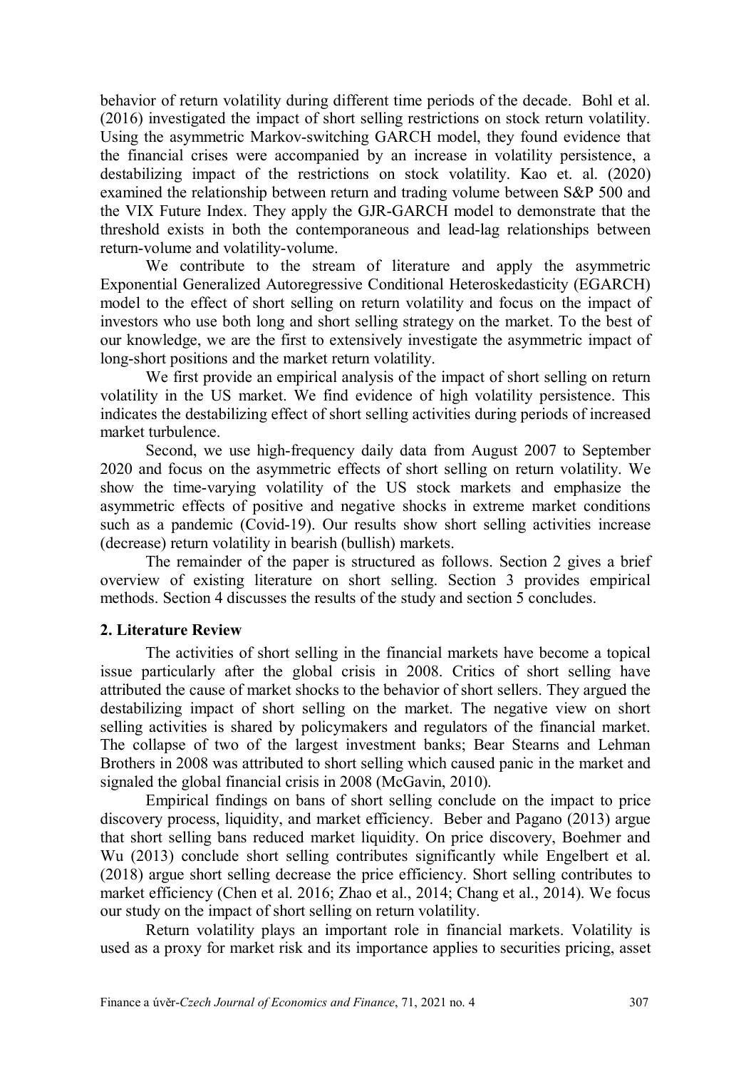behavior of return volatility during different time periods of the decade. Bohl et al. (2016) investigated the impact of short selling restrictions on stock return volatility. Using the asymmetric Markov-switching GARCH model, they found evidence that the financial crises were accompanied by an increase in volatility persistence, a destabilizing impact of the restrictions on stock volatility. Kao et. al. (2020) examined the relationship between return and trading volume between S&P 500 and the VIX Future Index. They apply the GJR-GARCH model to demonstrate that the threshold exists in both the contemporaneous and lead-lag relationships between return-volume and volatility-volume.

We contribute to the stream of literature and apply the asymmetric Exponential Generalized Autoregressive Conditional Heteroskedasticity (EGARCH) model to the effect of short selling on return volatility and focus on the impact of investors who use both long and short selling strategy on the market. To the best of our knowledge, we are the first to extensively investigate the asymmetric impact of long-short positions and the market return volatility.

We first provide an empirical analysis of the impact of short selling on return volatility in the US market. We find evidence of high volatility persistence. This indicates the destabilizing effect of short selling activities during periods of increased market turbulence.

Second, we use high-frequency daily data from August 2007 to September 2020 and focus on the asymmetric effects of short selling on return volatility. We show the time-varying volatility of the US stock markets and emphasize the asymmetric effects of positive and negative shocks in extreme market conditions such as a pandemic (Covid-19). Our results show short selling activities increase (decrease) return volatility in bearish (bullish) markets.

The remainder of the paper is structured as follows. Section 2 gives a brief overview of existing literature on short selling. Section 3 provides empirical methods. Section 4 discusses the results of the study and section 5 concludes.

## 2. Literature Review

The activities of short selling in the financial markets have become a topical issue particularly after the global crisis in 2008. Critics of short selling have attributed the cause of market shocks to the behavior of short sellers. They argued the destabilizing impact of short selling on the market. The negative view on short selling activities is shared by policymakers and regulators of the financial market. The collapse of two of the largest investment banks; Bear Stearns and Lehman Brothers in 2008 was attributed to short selling which caused panic in the market and signaled the global financial crisis in 2008 (McGavin, 2010).

Empirical findings on bans of short selling conclude on the impact to price discovery process, liquidity, and market efficiency. Beber and Pagano (2013) argue that short selling bans reduced market liquidity. On price discovery, Boehmer and Wu (2013) conclude short selling contributes significantly while Engelbert et al. (2018) argue short selling decrease the price efficiency. Short selling contributes to market efficiency (Chen et al. 2016; Zhao et al., 2014; Chang et al., 2014). We focus our study on the impact of short selling on return volatility.

Return volatility plays an important role in financial markets. Volatility is used as a proxy for market risk and its importance applies to securities pricing, asset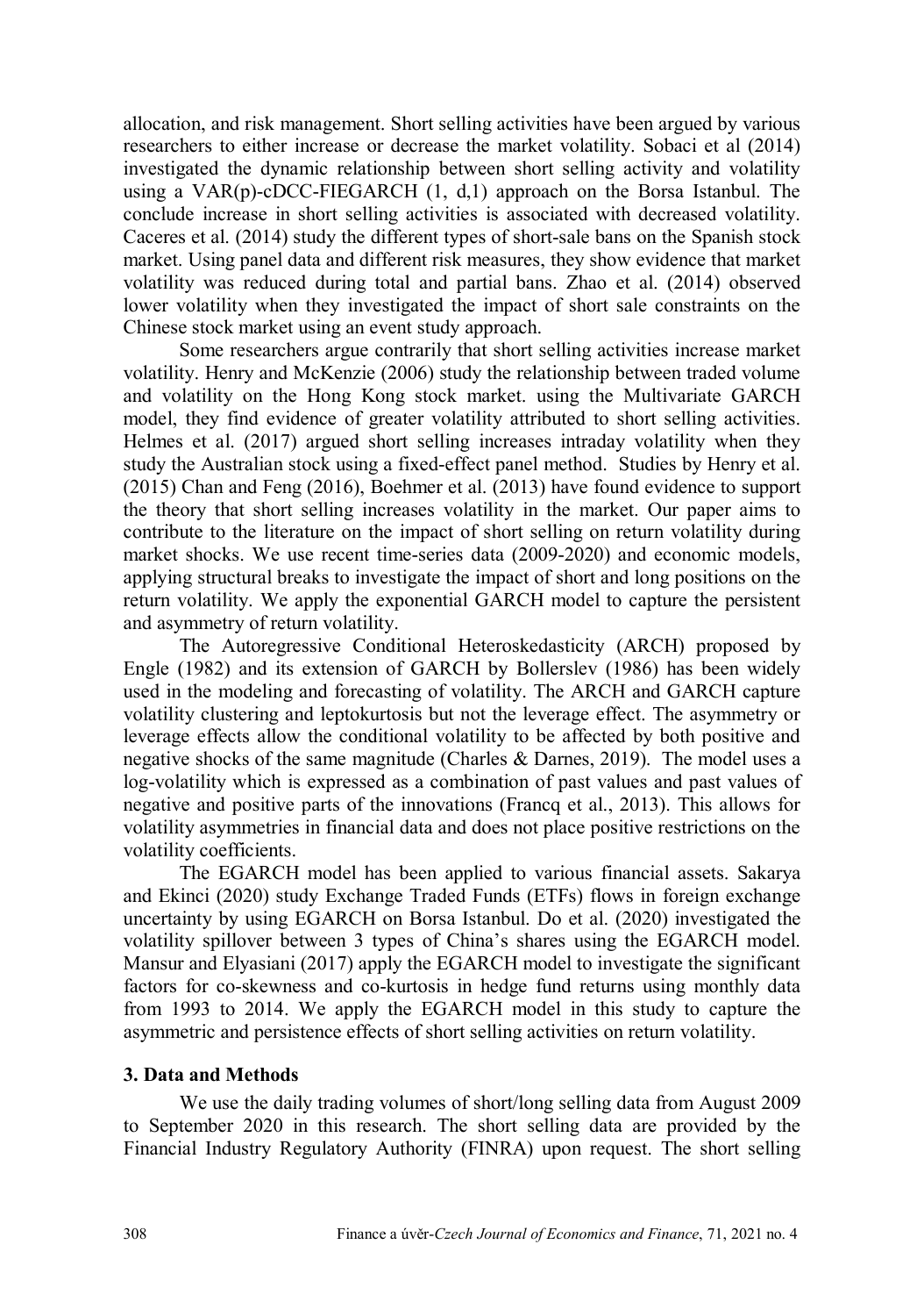allocation, and risk management. Short selling activities have been argued by various researchers to either increase or decrease the market volatility. Sobaci et al (2014) investigated the dynamic relationship between short selling activity and volatility using a VAR(p)-cDCC-FIEGARCH (1, d,1) approach on the Borsa Istanbul. The conclude increase in short selling activities is associated with decreased volatility. Caceres et al. (2014) study the different types of short-sale bans on the Spanish stock market. Using panel data and different risk measures, they show evidence that market volatility was reduced during total and partial bans. Zhao et al. (2014) observed lower volatility when they investigated the impact of short sale constraints on the Chinese stock market using an event study approach.

Some researchers argue contrarily that short selling activities increase market volatility. Henry and McKenzie (2006) study the relationship between traded volume and volatility on the Hong Kong stock market. using the Multivariate GARCH model, they find evidence of greater volatility attributed to short selling activities. Helmes et al. (2017) argued short selling increases intraday volatility when they study the Australian stock using a fixed-effect panel method. Studies by Henry et al. (2015) Chan and Feng (2016), Boehmer et al. (2013) have found evidence to support the theory that short selling increases volatility in the market. Our paper aims to contribute to the literature on the impact of short selling on return volatility during market shocks. We use recent time-series data (2009-2020) and economic models, applying structural breaks to investigate the impact of short and long positions on the return volatility. We apply the exponential GARCH model to capture the persistent and asymmetry of return volatility.

The Autoregressive Conditional Heteroskedasticity (ARCH) proposed by Engle (1982) and its extension of GARCH by Bollerslev (1986) has been widely used in the modeling and forecasting of volatility. The ARCH and GARCH capture volatility clustering and leptokurtosis but not the leverage effect. The asymmetry or leverage effects allow the conditional volatility to be affected by both positive and negative shocks of the same magnitude (Charles & Darnes, 2019). The model uses a log-volatility which is expressed as a combination of past values and past values of negative and positive parts of the innovations (Francq et al., 2013). This allows for volatility asymmetries in financial data and does not place positive restrictions on the volatility coefficients.

The EGARCH model has been applied to various financial assets. Sakarya and Ekinci (2020) study Exchange Traded Funds (ETFs) flows in foreign exchange uncertainty by using EGARCH on Borsa Istanbul. Do et al. (2020) investigated the volatility spillover between 3 types of China's shares using the EGARCH model. Mansur and Elyasiani (2017) apply the EGARCH model to investigate the significant factors for co-skewness and co-kurtosis in hedge fund returns using monthly data from 1993 to 2014. We apply the EGARCH model in this study to capture the asymmetric and persistence effects of short selling activities on return volatility.

## 3. Data and Methods

We use the daily trading volumes of short/long selling data from August 2009 to September 2020 in this research. The short selling data are provided by the Financial Industry Regulatory Authority (FINRA) upon request. The short selling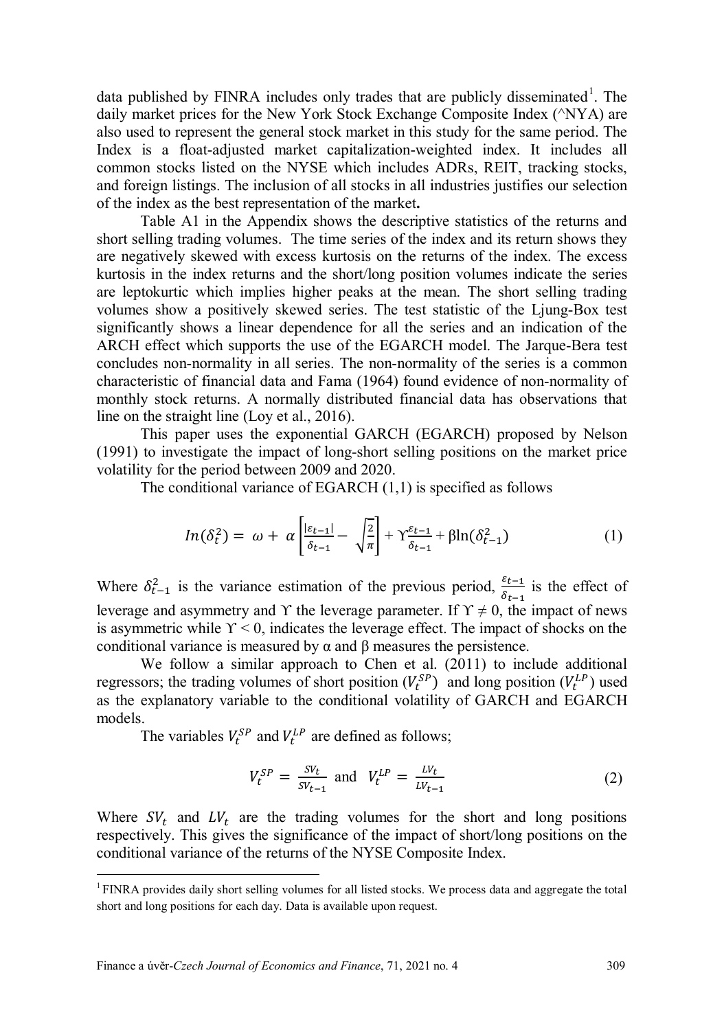data published by FINRA includes only trades that are publicly disseminated[1]. The daily market prices for the New York Stock Exchange Composite Index (^NYA) are also used to represent the general stock market in this study for the same period. The Index is a float-adjusted market capitalization-weighted index. It includes all common stocks listed on the NYSE which includes ADRs, REIT, tracking stocks, and foreign listings. The inclusion of all stocks in all industries justifies our selection of the index as the best representation of the market**.**

Table A1 in the Appendix shows the descriptive statistics of the returns and short selling trading volumes. The time series of the index and its return shows they are negatively skewed with excess kurtosis on the returns of the index. The excess kurtosis in the index returns and the short/long position volumes indicate the series are leptokurtic which implies higher peaks at the mean. The short selling trading volumes show a positively skewed series. The test statistic of the Ljung-Box test significantly shows a linear dependence for all the series and an indication of the ARCH effect which supports the use of the EGARCH model. The Jarque-Bera test concludes non-normality in all series. The non-normality of the series is a common characteristic of financial data and Fama (1964) found evidence of non-normality of monthly stock returns. A normally distributed financial data has observations that line on the straight line (Loy et al., 2016).

This paper uses the exponential GARCH (EGARCH) proposed by Nelson (1991) to investigate the impact of long-short selling positions on the market price volatility for the period between 2009 and 2020.

The conditional variance of EGARCH (1,1) is specified as follows

$$In(\delta_t^2) = \omega + \alpha\left[\frac{|\varepsilon_{t-1}|}{\delta_{t-1}} - \sqrt{\frac{2}{\pi}}\right] + \Upsilon\frac{\varepsilon_{t-1}}{\delta_{t-1}} + \beta\ln(\delta_{t-1}^2) \tag{1}$$

Where $\delta_{t-1}^2$ is the variance estimation of the previous period, $\frac{\varepsilon_{t-1}}{\delta_{t-1}}$ is the effect of leverage and asymmetry and $\Upsilon$ the leverage parameter. If $\Upsilon \neq 0$, the impact of news is asymmetric while $\Upsilon < 0$, indicates the leverage effect. The impact of shocks on the conditional variance is measured by $\alpha$ and $\beta$ measures the persistence.

We follow a similar approach to Chen et al. (2011) to include additional regressors; the trading volumes of short position ($V_t^{SP}$) and long position ($V_t^{LP}$) used as the explanatory variable to the conditional volatility of GARCH and EGARCH models.

The variables $V_t^{SP}$ and $V_t^{LP}$ are defined as follows;

$$V_t^{SP} = \frac{SV_t}{SV_{t-1}} \text{ and } V_t^{LP} = \frac{LV_t}{LV_{t-1}} \tag{2}$$

Where $SV_t$ and $LV_t$ are the trading volumes for the short and long positions respectively. This gives the significance of the impact of short/long positions on the conditional variance of the returns of the NYSE Composite Index.

[1] FINRA provides daily short selling volumes for all listed stocks. We process data and aggregate the total short and long positions for each day. Data is available upon request.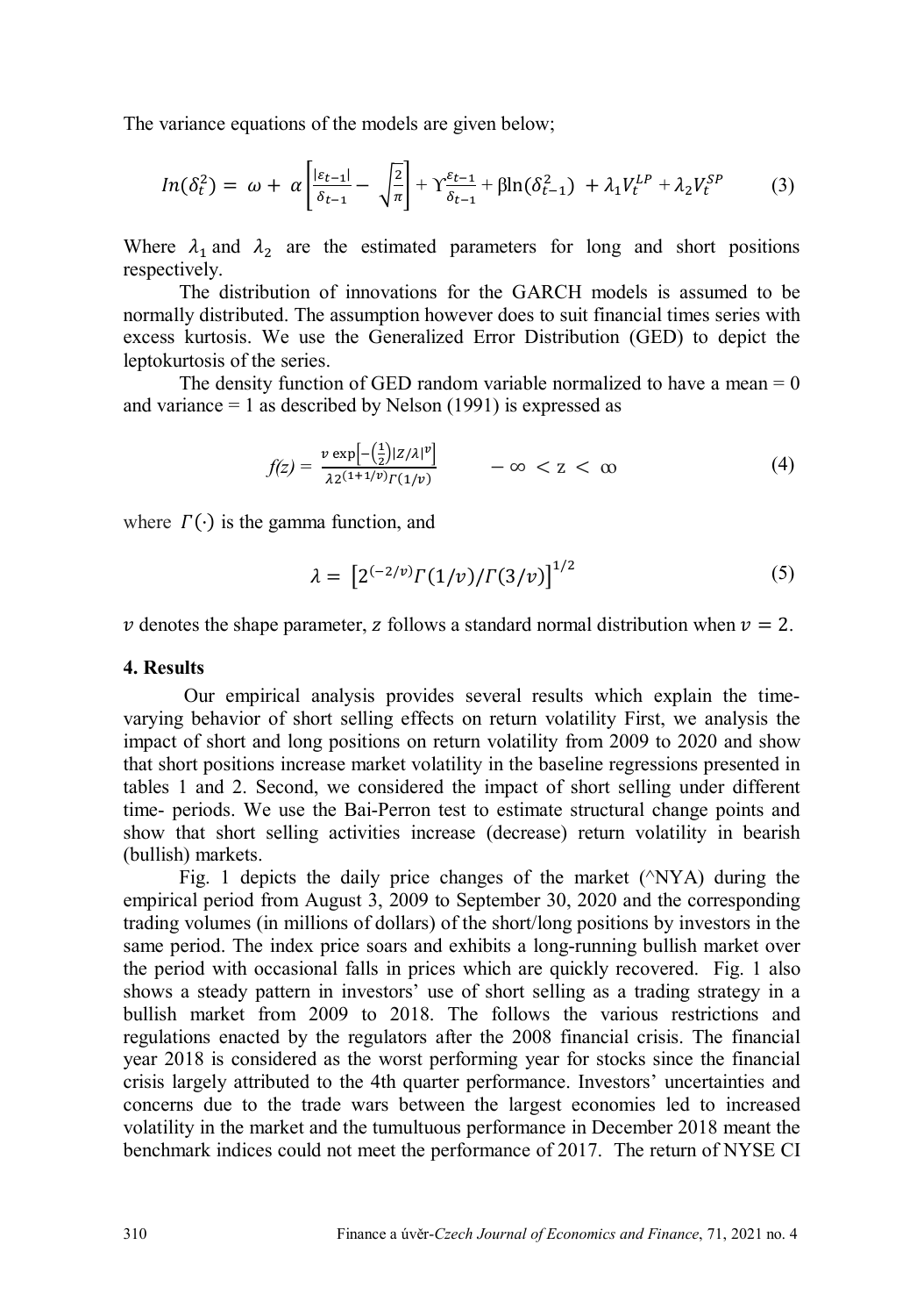The variance equations of the models are given below;

$$In(\delta_t^2) = \omega + \alpha\left[\frac{|\varepsilon_{t-1}|}{\delta_{t-1}} - \sqrt{\frac{2}{\pi}}\right] + \Upsilon\frac{\varepsilon_{t-1}}{\delta_{t-1}} + \beta\ln(\delta_{t-1}^2) + \lambda_1 V_t^{LP} + \lambda_2 V_t^{SP} \tag{3}$$

Where $\lambda_1$ and $\lambda_2$ are the estimated parameters for long and short positions respectively.

The distribution of innovations for the GARCH models is assumed to be normally distributed. The assumption however does to suit financial times series with excess kurtosis. We use the Generalized Error Distribution (GED) to depict the leptokurtosis of the series.

The density function of GED random variable normalized to have a mean = 0 and variance = 1 as described by Nelson (1991) is expressed as

$$f(z) = \frac{v\exp\left[-\left(\frac{1}{2}\right)|Z/\lambda|^{v}\right]}{\lambda 2^{(1+1/v)}\Gamma(1/v)} \qquad -\infty < z < \infty \tag{4}$$

where $\Gamma(\cdot)$ is the gamma function, and

$$\lambda = \left[2^{(-2/v)}\Gamma(1/v)/\Gamma(3/v)\right]^{1/2} \tag{5}$$

$v$ denotes the shape parameter, $z$ follows a standard normal distribution when $v = 2$.

## 4. Results

Our empirical analysis provides several results which explain the time-varying behavior of short selling effects on return volatility First, we analysis the impact of short and long positions on return volatility from 2009 to 2020 and show that short positions increase market volatility in the baseline regressions presented in tables 1 and 2. Second, we considered the impact of short selling under different time- periods. We use the Bai-Perron test to estimate structural change points and show that short selling activities increase (decrease) return volatility in bearish (bullish) markets.

Fig. 1 depicts the daily price changes of the market (^NYA) during the empirical period from August 3, 2009 to September 30, 2020 and the corresponding trading volumes (in millions of dollars) of the short/long positions by investors in the same period. The index price soars and exhibits a long-running bullish market over the period with occasional falls in prices which are quickly recovered. Fig. 1 also shows a steady pattern in investors' use of short selling as a trading strategy in a bullish market from 2009 to 2018. The follows the various restrictions and regulations enacted by the regulators after the 2008 financial crisis. The financial year 2018 is considered as the worst performing year for stocks since the financial crisis largely attributed to the 4th quarter performance. Investors' uncertainties and concerns due to the trade wars between the largest economies led to increased volatility in the market and the tumultuous performance in December 2018 meant the benchmark indices could not meet the performance of 2017. The return of NYSE CI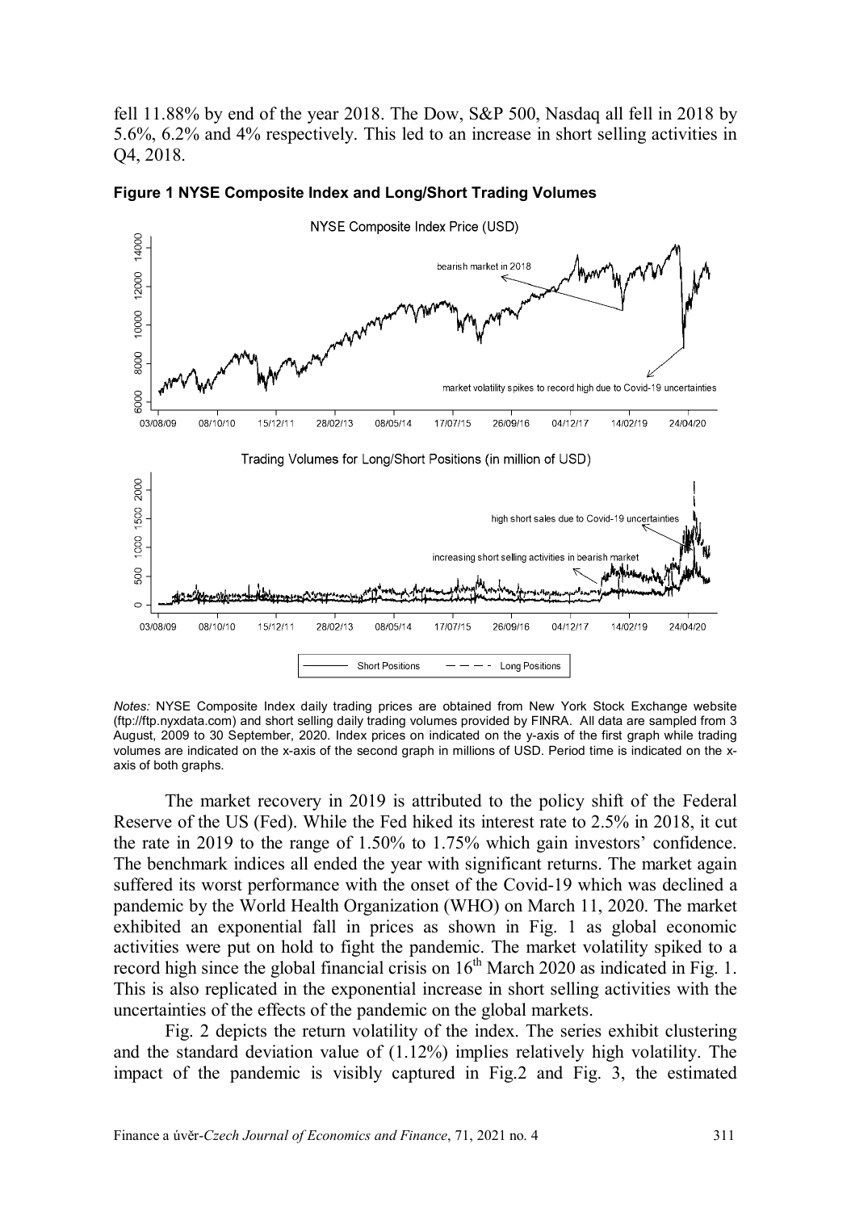fell 11.88% by end of the year 2018. The Dow, S&P 500, Nasdaq all fell in 2018 by 5.6%, 6.2% and 4% respectively. This led to an increase in short selling activities in Q4, 2018.

**Figure 1 NYSE Composite Index and Long/Short Trading Volumes**

*Notes:* NYSE Composite Index daily trading prices are obtained from New York Stock Exchange website (ftp://ftp.nyxdata.com) and short selling daily trading volumes provided by FINRA. All data are sampled from 3 August, 2009 to 30 September, 2020. Index prices on indicated on the y-axis of the first graph while trading volumes are indicated on the x-axis of the second graph in millions of USD. Period time is indicated on the x-axis of both graphs.

The market recovery in 2019 is attributed to the policy shift of the Federal Reserve of the US (Fed). While the Fed hiked its interest rate to 2.5% in 2018, it cut the rate in 2019 to the range of 1.50% to 1.75% which gain investors' confidence. The benchmark indices all ended the year with significant returns. The market again suffered its worst performance with the onset of the Covid-19 which was declined a pandemic by the World Health Organization (WHO) on March 11, 2020. The market exhibited an exponential fall in prices as shown in Fig. 1 as global economic activities were put on hold to fight the pandemic. The market volatility spiked to a record high since the global financial crisis on 16th March 2020 as indicated in Fig. 1. This is also replicated in the exponential increase in short selling activities with the uncertainties of the effects of the pandemic on the global markets.

Fig. 2 depicts the return volatility of the index. The series exhibit clustering and the standard deviation value of (1.12%) implies relatively high volatility. The impact of the pandemic is visibly captured in Fig.2 and Fig. 3, the estimated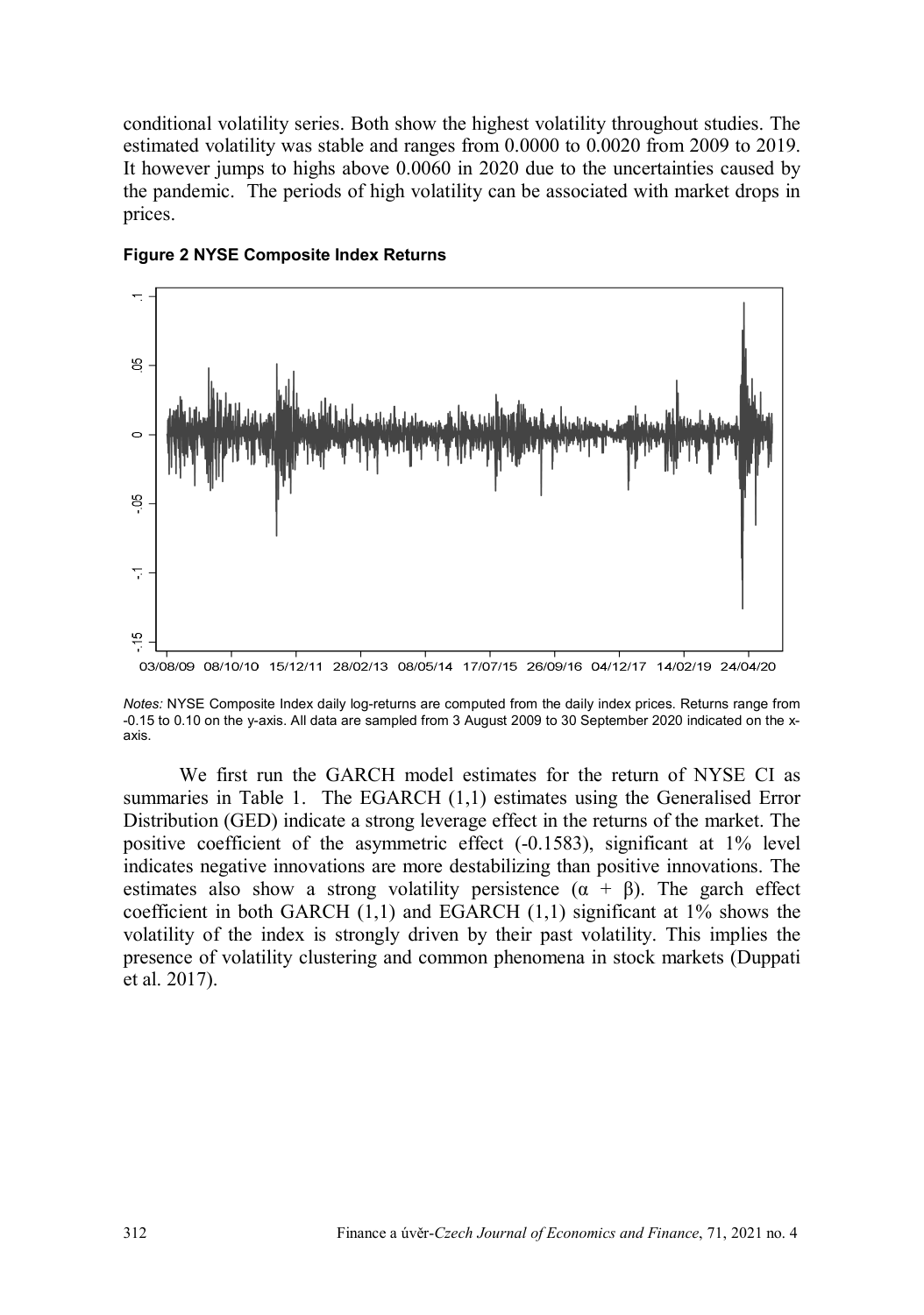conditional volatility series. Both show the highest volatility throughout studies. The estimated volatility was stable and ranges from 0.0000 to 0.0020 from 2009 to 2019. It however jumps to highs above 0.0060 in 2020 due to the uncertainties caused by the pandemic. The periods of high volatility can be associated with market drops in prices.

**Figure 2 NYSE Composite Index Returns**

*Notes:* NYSE Composite Index daily log-returns are computed from the daily index prices. Returns range from -0.15 to 0.10 on the y-axis. All data are sampled from 3 August 2009 to 30 September 2020 indicated on the x-axis.

We first run the GARCH model estimates for the return of NYSE CI as summaries in Table 1. The EGARCH (1,1) estimates using the Generalised Error Distribution (GED) indicate a strong leverage effect in the returns of the market. The positive coefficient of the asymmetric effect (-0.1583), significant at 1% level indicates negative innovations are more destabilizing than positive innovations. The estimates also show a strong volatility persistence ($\alpha + \beta$). The garch effect coefficient in both GARCH (1,1) and EGARCH (1,1) significant at 1% shows the volatility of the index is strongly driven by their past volatility. This implies the presence of volatility clustering and common phenomena in stock markets (Duppati et al. 2017).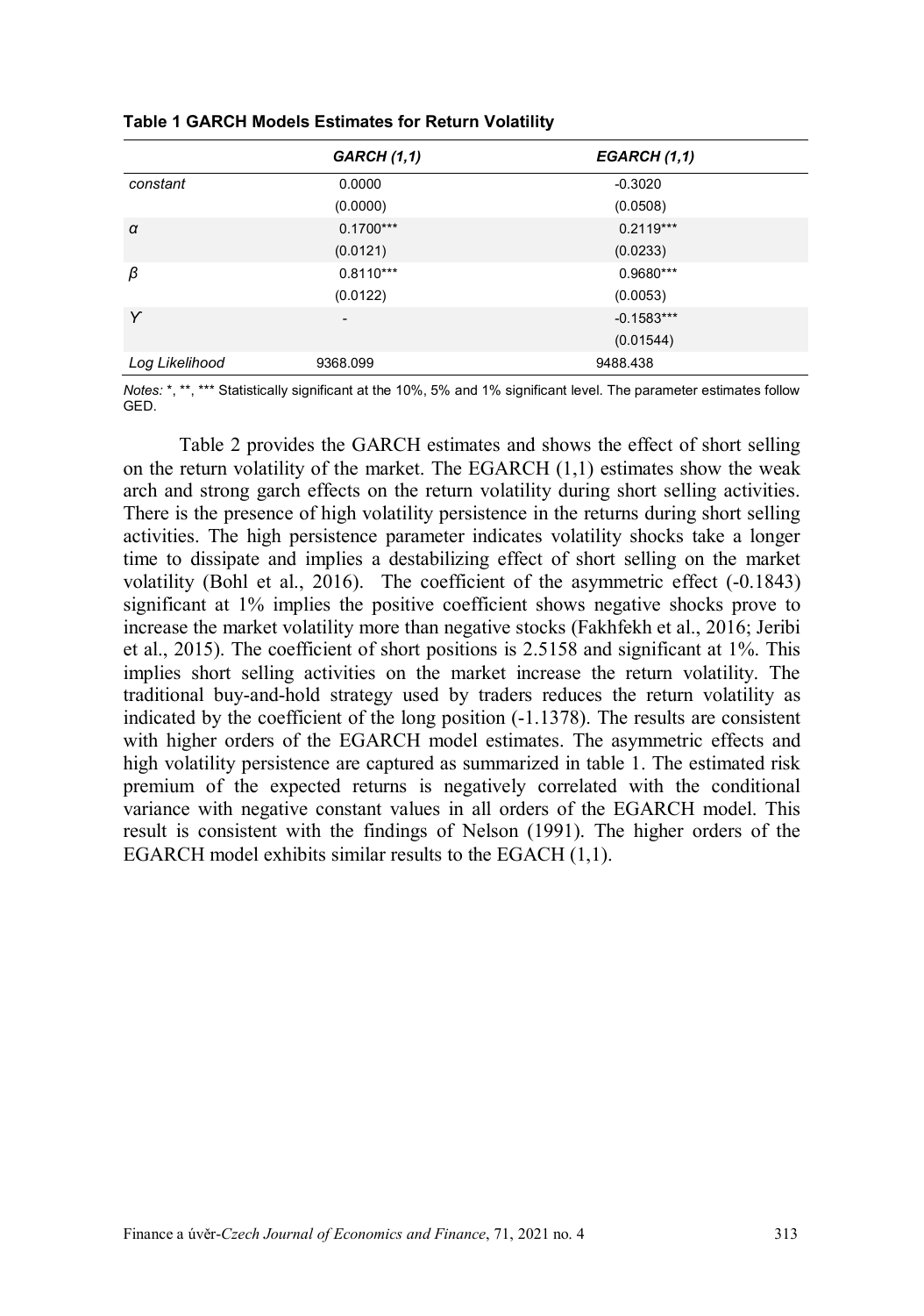**Table 1 GARCH Models Estimates for Return Volatility**

| | *GARCH (1,1)* | *EGARCH (1,1)* |
|---|---|---|
| *constant* | 0.0000 | -0.3020 |
| | (0.0000) | (0.0508) |
| *α* | 0.1700*** | 0.2119*** |
| | (0.0121) | (0.0233) |
| *β* | 0.8110*** | 0.9680*** |
| | (0.0122) | (0.0053) |
| *ϒ* | - | -0.1583*** |
| | | (0.01544) |
| *Log Likelihood* | 9368.099 | 9488.438 |

*Notes:* *, **, *** Statistically significant at the 10%, 5% and 1% significant level. The parameter estimates follow GED.

Table 2 provides the GARCH estimates and shows the effect of short selling on the return volatility of the market. The EGARCH (1,1) estimates show the weak arch and strong garch effects on the return volatility during short selling activities. There is the presence of high volatility persistence in the returns during short selling activities. The high persistence parameter indicates volatility shocks take a longer time to dissipate and implies a destabilizing effect of short selling on the market volatility (Bohl et al., 2016). The coefficient of the asymmetric effect (-0.1843) significant at 1% implies the positive coefficient shows negative shocks prove to increase the market volatility more than negative stocks (Fakhfekh et al., 2016; Jeribi et al., 2015). The coefficient of short positions is 2.5158 and significant at 1%. This implies short selling activities on the market increase the return volatility. The traditional buy-and-hold strategy used by traders reduces the return volatility as indicated by the coefficient of the long position (-1.1378). The results are consistent with higher orders of the EGARCH model estimates. The asymmetric effects and high volatility persistence are captured as summarized in table 1. The estimated risk premium of the expected returns is negatively correlated with the conditional variance with negative constant values in all orders of the EGARCH model. This result is consistent with the findings of Nelson (1991). The higher orders of the EGARCH model exhibits similar results to the EGACH (1,1).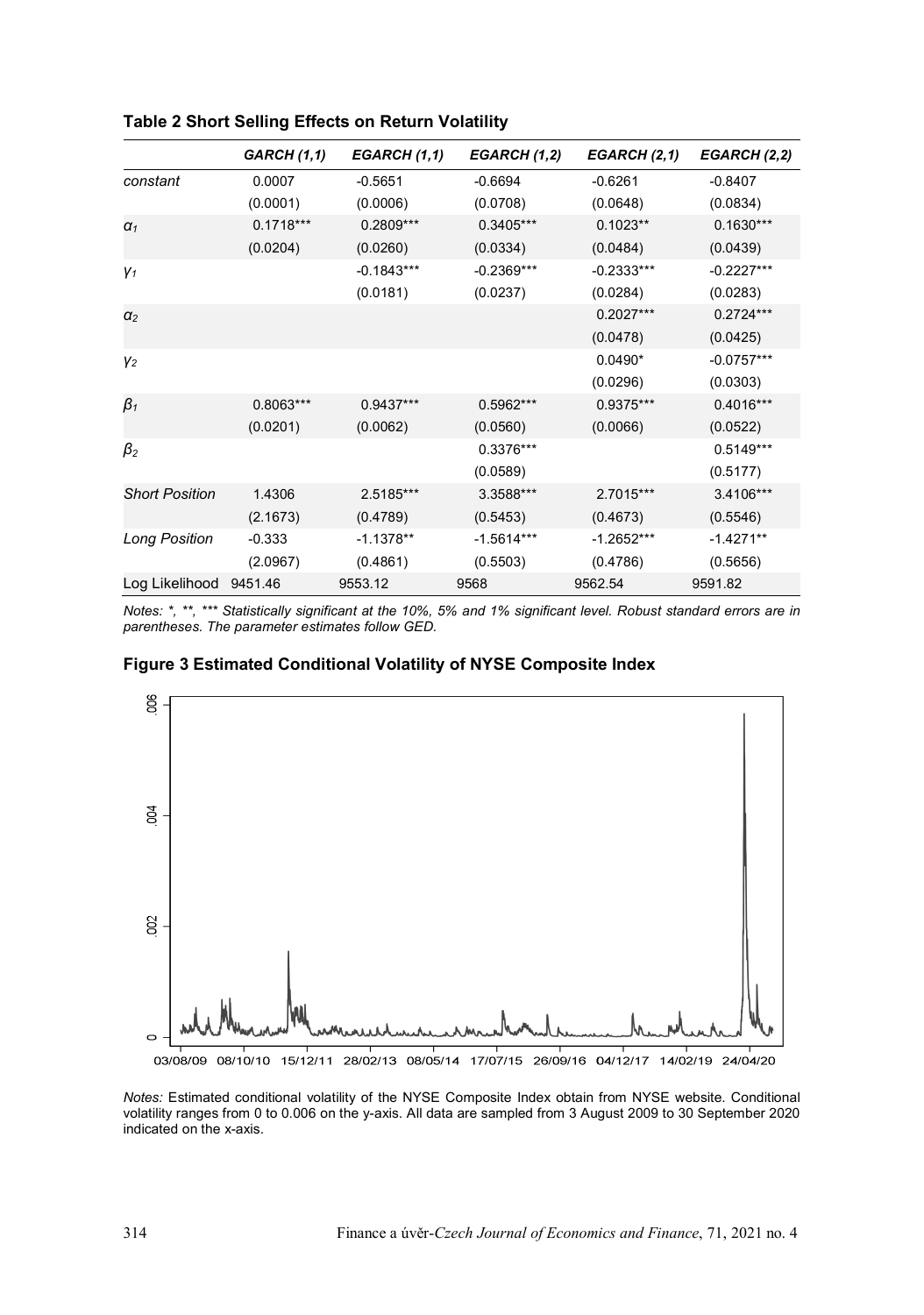**Table 2 Short Selling Effects on Return Volatility**

| | *GARCH (1,1)* | *EGARCH (1,1)* | *EGARCH (1,2)* | *EGARCH (2,1)* | *EGARCH (2,2)* |
|---|---|---|---|---|---|
| *constant* | 0.0007 | -0.5651 | -0.6694 | -0.6261 | -0.8407 |
| | (0.0001) | (0.0006) | (0.0708) | (0.0648) | (0.0834) |
| $\alpha_1$ | 0.1718*** | 0.2809*** | 0.3405*** | 0.1023** | 0.1630*** |
| | (0.0204) | (0.0260) | (0.0334) | (0.0484) | (0.0439) |
| $\gamma_1$ | | -0.1843*** | -0.2369*** | -0.2333*** | -0.2227*** |
| | | (0.0181) | (0.0237) | (0.0284) | (0.0283) |
| $\alpha_2$ | | | | 0.2027*** | 0.2724*** |
| | | | | (0.0478) | (0.0425) |
| $\gamma_2$ | | | | 0.0490* | -0.0757*** |
| | | | | (0.0296) | (0.0303) |
| $\beta_1$ | 0.8063*** | 0.9437*** | 0.5962*** | 0.9375*** | 0.4016*** |
| | (0.0201) | (0.0062) | (0.0560) | (0.0066) | (0.0522) |
| $\beta_2$ | | | 0.3376*** | | 0.5149*** |
| | | | (0.0589) | | (0.5177) |
| *Short Position* | 1.4306 | 2.5185*** | 3.3588*** | 2.7015*** | 3.4106*** |
| | (2.1673) | (0.4789) | (0.5453) | (0.4673) | (0.5546) |
| *Long Position* | -0.333 | -1.1378** | -1.5614*** | -1.2652*** | -1.4271** |
| | (2.0967) | (0.4861) | (0.5503) | (0.4786) | (0.5656) |
| Log Likelihood | 9451.46 | 9553.12 | 9568 | 9562.54 | 9591.82 |

*Notes: \*, \*\*, \*\*\* Statistically significant at the 10%, 5% and 1% significant level. Robust standard errors are in parentheses. The parameter estimates follow GED.*

**Figure 3 Estimated Conditional Volatility of NYSE Composite Index**

*Notes:* Estimated conditional volatility of the NYSE Composite Index obtain from NYSE website. Conditional volatility ranges from 0 to 0.006 on the y-axis. All data are sampled from 3 August 2009 to 30 September 2020 indicated on the x-axis.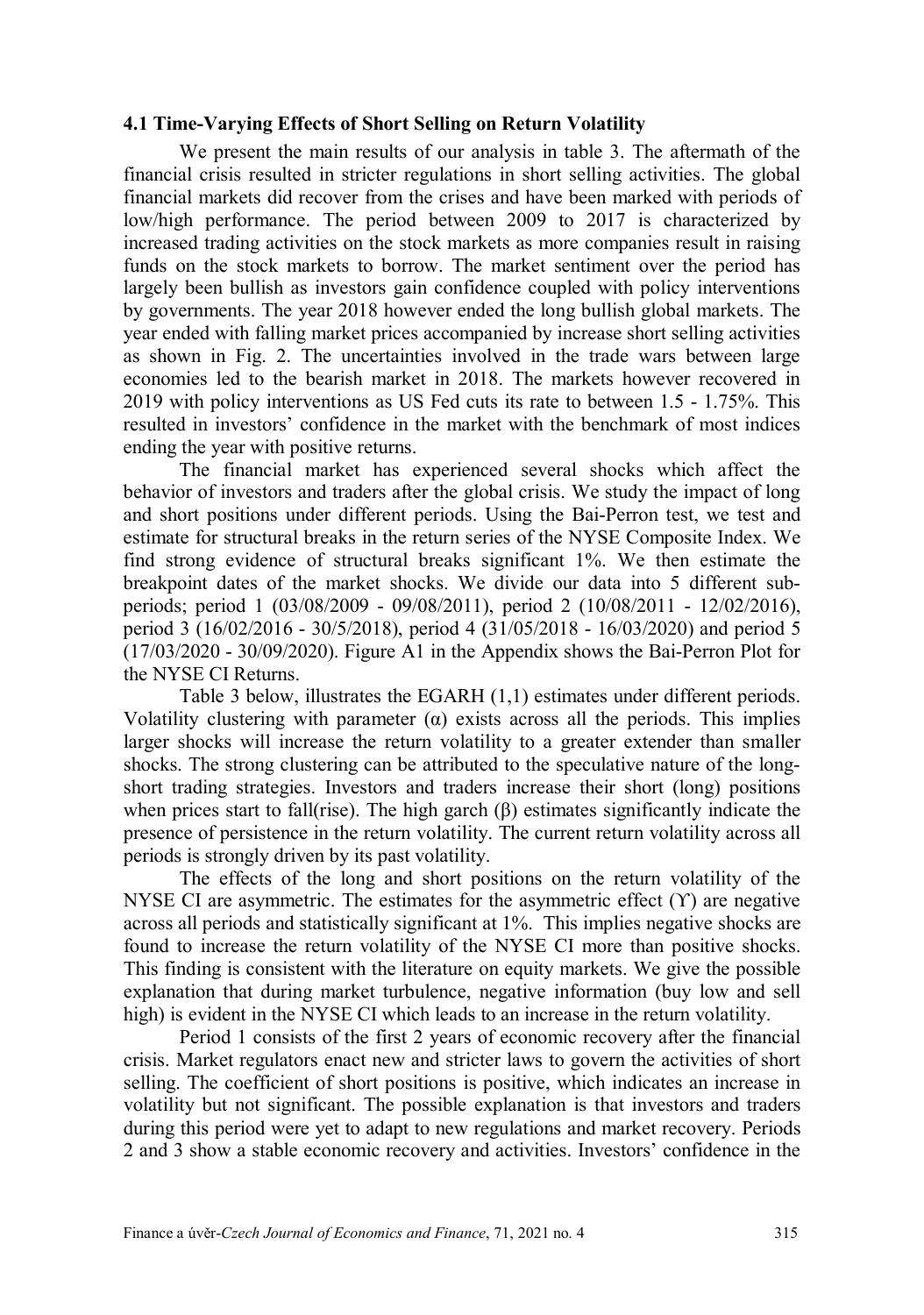### 4.1 Time-Varying Effects of Short Selling on Return Volatility

We present the main results of our analysis in table 3. The aftermath of the financial crisis resulted in stricter regulations in short selling activities. The global financial markets did recover from the crises and have been marked with periods of low/high performance. The period between 2009 to 2017 is characterized by increased trading activities on the stock markets as more companies result in raising funds on the stock markets to borrow. The market sentiment over the period has largely been bullish as investors gain confidence coupled with policy interventions by governments. The year 2018 however ended the long bullish global markets. The year ended with falling market prices accompanied by increase short selling activities as shown in Fig. 2. The uncertainties involved in the trade wars between large economies led to the bearish market in 2018. The markets however recovered in 2019 with policy interventions as US Fed cuts its rate to between 1.5 - 1.75%. This resulted in investors' confidence in the market with the benchmark of most indices ending the year with positive returns.

The financial market has experienced several shocks which affect the behavior of investors and traders after the global crisis. We study the impact of long and short positions under different periods. Using the Bai-Perron test, we test and estimate for structural breaks in the return series of the NYSE Composite Index. We find strong evidence of structural breaks significant 1%. We then estimate the breakpoint dates of the market shocks. We divide our data into 5 different sub-periods; period 1 (03/08/2009 - 09/08/2011), period 2 (10/08/2011 - 12/02/2016), period 3 (16/02/2016 - 30/5/2018), period 4 (31/05/2018 - 16/03/2020) and period 5 (17/03/2020 - 30/09/2020). Figure A1 in the Appendix shows the Bai-Perron Plot for the NYSE CI Returns.

Table 3 below, illustrates the EGARH (1,1) estimates under different periods. Volatility clustering with parameter ($\alpha$) exists across all the periods. This implies larger shocks will increase the return volatility to a greater extender than smaller shocks. The strong clustering can be attributed to the speculative nature of the long-short trading strategies. Investors and traders increase their short (long) positions when prices start to fall(rise). The high garch ($\beta$) estimates significantly indicate the presence of persistence in the return volatility. The current return volatility across all periods is strongly driven by its past volatility.

The effects of the long and short positions on the return volatility of the NYSE CI are asymmetric. The estimates for the asymmetric effect ($\Upsilon$) are negative across all periods and statistically significant at 1%. This implies negative shocks are found to increase the return volatility of the NYSE CI more than positive shocks. This finding is consistent with the literature on equity markets. We give the possible explanation that during market turbulence, negative information (buy low and sell high) is evident in the NYSE CI which leads to an increase in the return volatility.

Period 1 consists of the first 2 years of economic recovery after the financial crisis. Market regulators enact new and stricter laws to govern the activities of short selling. The coefficient of short positions is positive, which indicates an increase in volatility but not significant. The possible explanation is that investors and traders during this period were yet to adapt to new regulations and market recovery. Periods 2 and 3 show a stable economic recovery and activities. Investors' confidence in the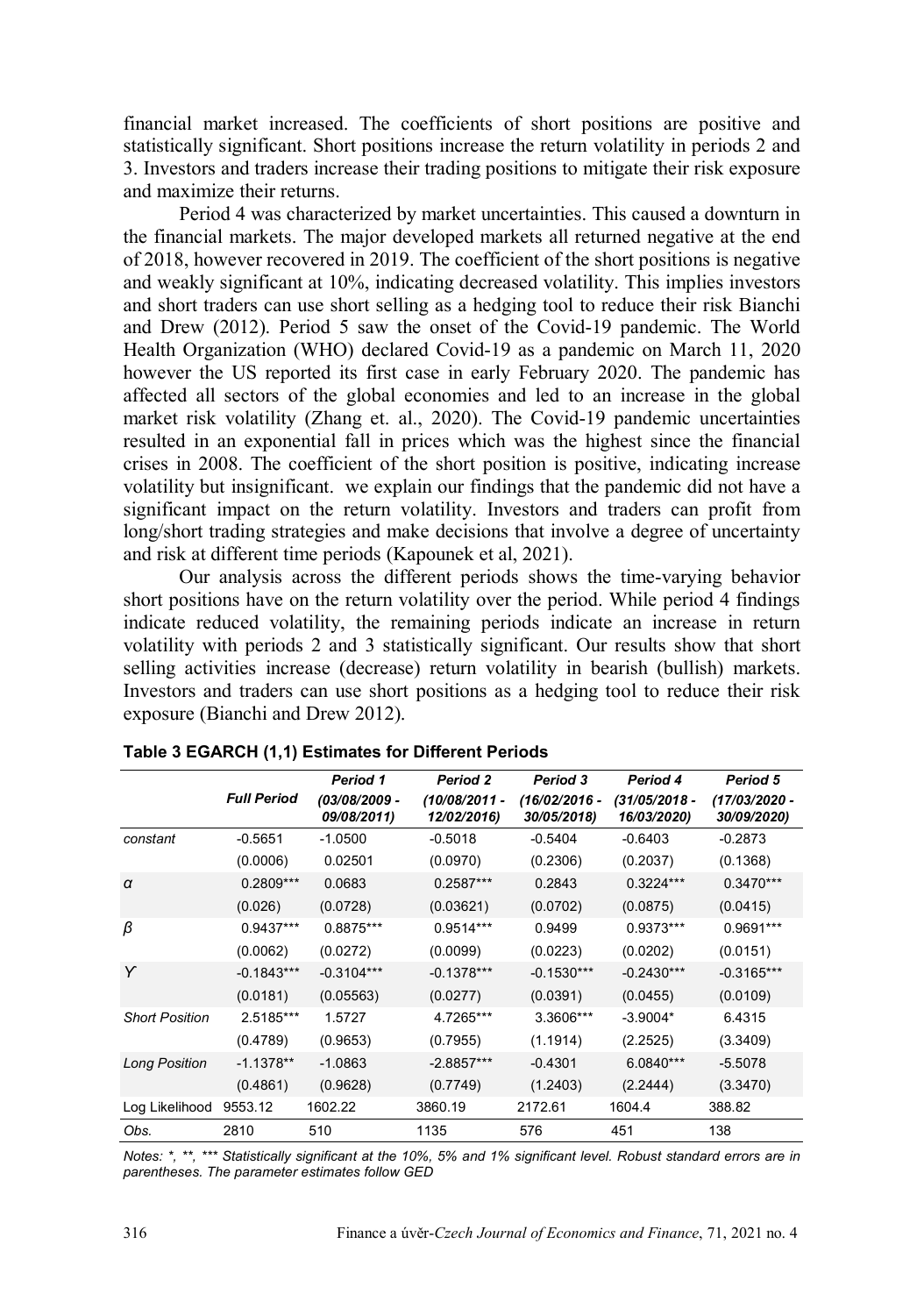financial market increased. The coefficients of short positions are positive and statistically significant. Short positions increase the return volatility in periods 2 and 3. Investors and traders increase their trading positions to mitigate their risk exposure and maximize their returns.

Period 4 was characterized by market uncertainties. This caused a downturn in the financial markets. The major developed markets all returned negative at the end of 2018, however recovered in 2019. The coefficient of the short positions is negative and weakly significant at 10%, indicating decreased volatility. This implies investors and short traders can use short selling as a hedging tool to reduce their risk Bianchi and Drew (2012). Period 5 saw the onset of the Covid-19 pandemic. The World Health Organization (WHO) declared Covid-19 as a pandemic on March 11, 2020 however the US reported its first case in early February 2020. The pandemic has affected all sectors of the global economies and led to an increase in the global market risk volatility (Zhang et. al., 2020). The Covid-19 pandemic uncertainties resulted in an exponential fall in prices which was the highest since the financial crises in 2008. The coefficient of the short position is positive, indicating increase volatility but insignificant. we explain our findings that the pandemic did not have a significant impact on the return volatility. Investors and traders can profit from long/short trading strategies and make decisions that involve a degree of uncertainty and risk at different time periods (Kapounek et al, 2021).

Our analysis across the different periods shows the time-varying behavior short positions have on the return volatility over the period. While period 4 findings indicate reduced volatility, the remaining periods indicate an increase in return volatility with periods 2 and 3 statistically significant. Our results show that short selling activities increase (decrease) return volatility in bearish (bullish) markets. Investors and traders can use short positions as a hedging tool to reduce their risk exposure (Bianchi and Drew 2012).

**Table 3 EGARCH (1,1) Estimates for Different Periods**

| | *Full Period* | *Period 1 (03/08/2009 - 09/08/2011)* | *Period 2 (10/08/2011 - 12/02/2016)* | *Period 3 (16/02/2016 - 30/05/2018)* | *Period 4 (31/05/2018 - 16/03/2020)* | *Period 5 (17/03/2020 - 30/09/2020)* |
|---|---|---|---|---|---|---|
| *constant* | -0.5651 | -1.0500 | -0.5018 | -0.5404 | -0.6403 | -0.2873 |
| | (0.0006) | 0.02501 | (0.0970) | (0.2306) | (0.2037) | (0.1368) |
| *α* | 0.2809*** | 0.0683 | 0.2587*** | 0.2843 | 0.3224*** | 0.3470*** |
| | (0.026) | (0.0728) | (0.03621) | (0.0702) | (0.0875) | (0.0415) |
| *β* | 0.9437*** | 0.8875*** | 0.9514*** | 0.9499 | 0.9373*** | 0.9691*** |
| | (0.0062) | (0.0272) | (0.0099) | (0.0223) | (0.0202) | (0.0151) |
| *Y* | -0.1843*** | -0.3104*** | -0.1378*** | -0.1530*** | -0.2430*** | -0.3165*** |
| | (0.0181) | (0.05563) | (0.0277) | (0.0391) | (0.0455) | (0.0109) |
| *Short Position* | 2.5185*** | 1.5727 | 4.7265*** | 3.3606*** | -3.9004* | 6.4315 |
| | (0.4789) | (0.9653) | (0.7955) | (1.1914) | (2.2525) | (3.3409) |
| *Long Position* | -1.1378** | -1.0863 | -2.8857*** | -0.4301 | 6.0840*** | -5.5078 |
| | (0.4861) | (0.9628) | (0.7749) | (1.2403) | (2.2444) | (3.3470) |
| Log Likelihood | 9553.12 | 1602.22 | 3860.19 | 2172.61 | 1604.4 | 388.82 |
| *Obs.* | 2810 | 510 | 1135 | 576 | 451 | 138 |

*Notes: \*, \*\*, \*\*\* Statistically significant at the 10%, 5% and 1% significant level. Robust standard errors are in parentheses. The parameter estimates follow GED*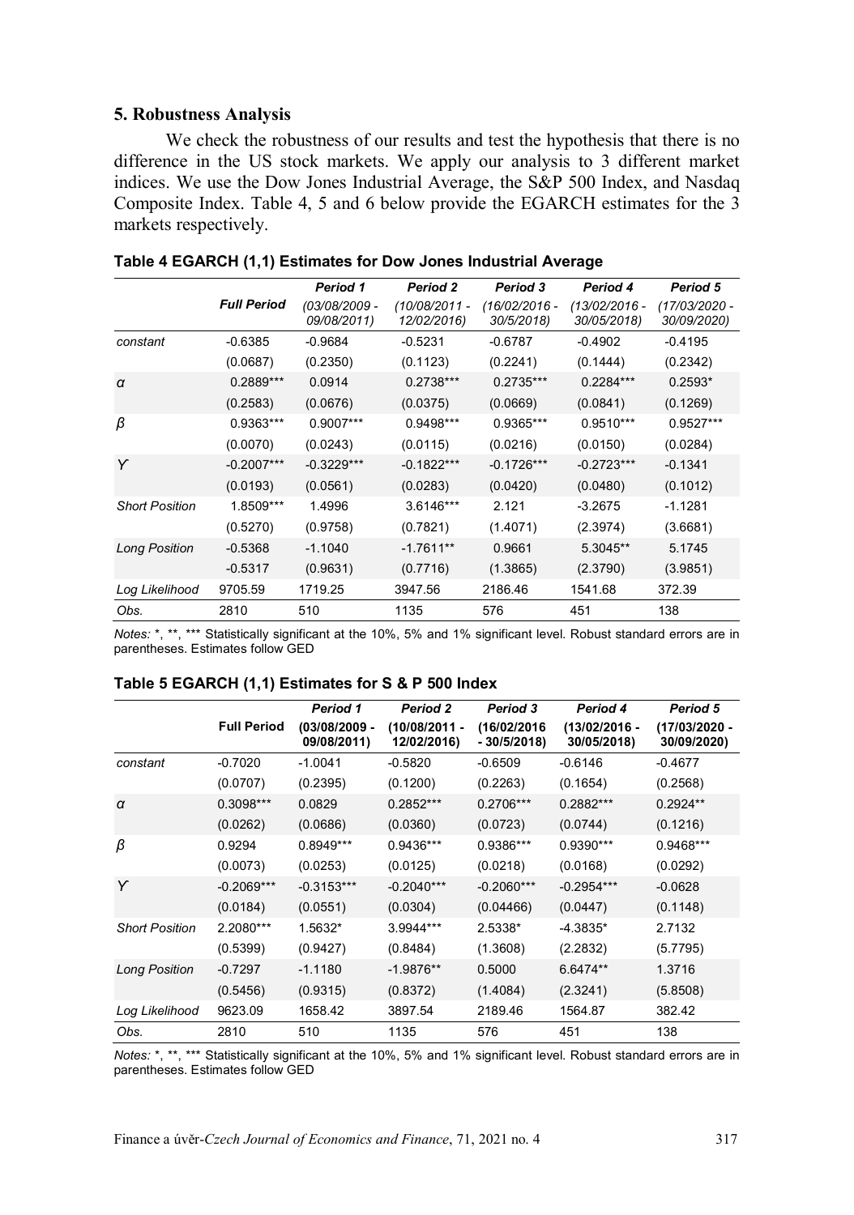## 5. Robustness Analysis

We check the robustness of our results and test the hypothesis that there is no difference in the US stock markets. We apply our analysis to 3 different market indices. We use the Dow Jones Industrial Average, the S&P 500 Index, and Nasdaq Composite Index. Table 4, 5 and 6 below provide the EGARCH estimates for the 3 markets respectively.

**Table 4 EGARCH (1,1) Estimates for Dow Jones Industrial Average**

| | *Full Period* | *Period 1* *(03/08/2009 - 09/08/2011)* | *Period 2* *(10/08/2011 - 12/02/2016)* | *Period 3* *(16/02/2016 - 30/5/2018)* | *Period 4* *(13/02/2016 - 30/05/2018)* | *Period 5* *(17/03/2020 - 30/09/2020)* |
|---|---|---|---|---|---|---|
| *constant* | -0.6385 | -0.9684 | -0.5231 | -0.6787 | -0.4902 | -0.4195 |
| | (0.0687) | (0.2350) | (0.1123) | (0.2241) | (0.1444) | (0.2342) |
| $\alpha$ | 0.2889*** | 0.0914 | 0.2738*** | 0.2735*** | 0.2284*** | 0.2593* |
| | (0.2583) | (0.0676) | (0.0375) | (0.0669) | (0.0841) | (0.1269) |
| $\beta$ | 0.9363*** | 0.9007*** | 0.9498*** | 0.9365*** | 0.9510*** | 0.9527*** |
| | (0.0070) | (0.0243) | (0.0115) | (0.0216) | (0.0150) | (0.0284) |
| $\Upsilon$ | -0.2007*** | -0.3229*** | -0.1822*** | -0.1726*** | -0.2723*** | -0.1341 |
| | (0.0193) | (0.0561) | (0.0283) | (0.0420) | (0.0480) | (0.1012) |
| *Short Position* | 1.8509*** | 1.4996 | 3.6146*** | 2.121 | -3.2675 | -1.1281 |
| | (0.5270) | (0.9758) | (0.7821) | (1.4071) | (2.3974) | (3.6681) |
| *Long Position* | -0.5368 | -1.1040 | -1.7611** | 0.9661 | 5.3045** | 5.1745 |
| | -0.5317 | (0.9631) | (0.7716) | (1.3865) | (2.3790) | (3.9851) |
| *Log Likelihood* | 9705.59 | 1719.25 | 3947.56 | 2186.46 | 1541.68 | 372.39 |
| *Obs.* | 2810 | 510 | 1135 | 576 | 451 | 138 |

*Notes:* *, **, *** Statistically significant at the 10%, 5% and 1% significant level. Robust standard errors are in parentheses. Estimates follow GED

**Table 5 EGARCH (1,1) Estimates for S & P 500 Index**

| | **Full Period** | *Period 1* **(03/08/2009 - 09/08/2011)** | *Period 2* **(10/08/2011 - 12/02/2016)** | *Period 3* **(16/02/2016 - 30/5/2018)** | *Period 4* **(13/02/2016 - 30/05/2018)** | *Period 5* **(17/03/2020 - 30/09/2020)** |
|---|---|---|---|---|---|---|
| *constant* | -0.7020 | -1.0041 | -0.5820 | -0.6509 | -0.6146 | -0.4677 |
| | (0.0707) | (0.2395) | (0.1200) | (0.2263) | (0.1654) | (0.2568) |
| $\alpha$ | 0.3098*** | 0.0829 | 0.2852*** | 0.2706*** | 0.2882*** | 0.2924** |
| | (0.0262) | (0.0686) | (0.0360) | (0.0723) | (0.0744) | (0.1216) |
| $\beta$ | 0.9294 | 0.8949*** | 0.9436*** | 0.9386*** | 0.9390*** | 0.9468*** |
| | (0.0073) | (0.0253) | (0.0125) | (0.0218) | (0.0168) | (0.0292) |
| $\Upsilon$ | -0.2069*** | -0.3153*** | -0.2040*** | -0.2060*** | -0.2954*** | -0.0628 |
| | (0.0184) | (0.0551) | (0.0304) | (0.04466) | (0.0447) | (0.1148) |
| *Short Position* | 2.2080*** | 1.5632* | 3.9944*** | 2.5338* | -4.3835* | 2.7132 |
| | (0.5399) | (0.9427) | (0.8484) | (1.3608) | (2.2832) | (5.7795) |
| *Long Position* | -0.7297 | -1.1180 | -1.9876** | 0.5000 | 6.6474** | 1.3716 |
| | (0.5456) | (0.9315) | (0.8372) | (1.4084) | (2.3241) | (5.8508) |
| *Log Likelihood* | 9623.09 | 1658.42 | 3897.54 | 2189.46 | 1564.87 | 382.42 |
| *Obs.* | 2810 | 510 | 1135 | 576 | 451 | 138 |

*Notes:* *, **, *** Statistically significant at the 10%, 5% and 1% significant level. Robust standard errors are in parentheses. Estimates follow GED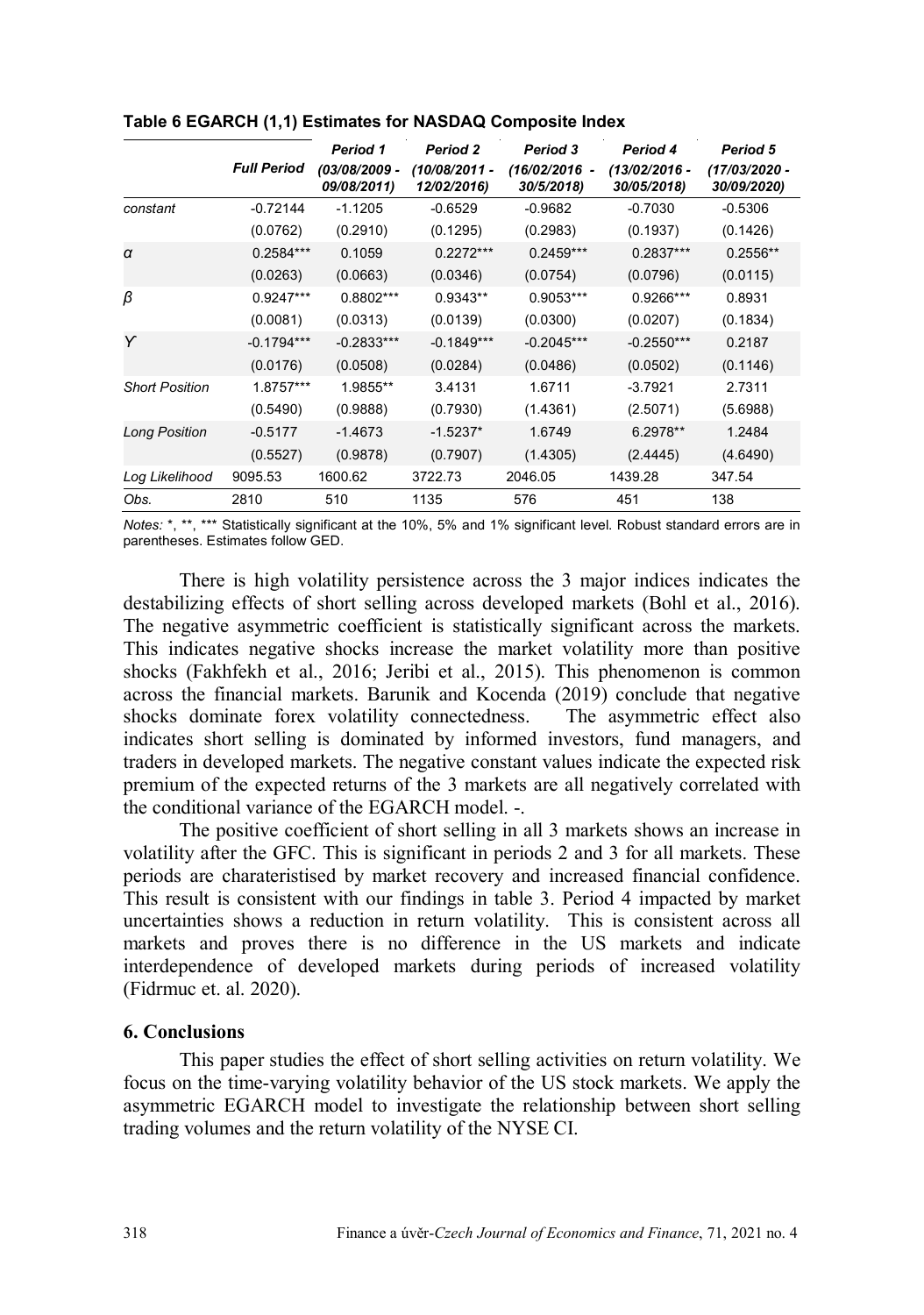**Table 6 EGARCH (1,1) Estimates for NASDAQ Composite Index**

| | Full Period | Period 1 (03/08/2009 - 09/08/2011) | Period 2 (10/08/2011 - 12/02/2016) | Period 3 (16/02/2016 - 30/5/2018) | Period 4 (13/02/2016 - 30/05/2018) | Period 5 (17/03/2020 - 30/09/2020) |
|---|---|---|---|---|---|---|
| *constant* | -0.72144 | -1.1205 | -0.6529 | -0.9682 | -0.7030 | -0.5306 |
| | (0.0762) | (0.2910) | (0.1295) | (0.2983) | (0.1937) | (0.1426) |
| *α* | 0.2584*** | 0.1059 | 0.2272*** | 0.2459*** | 0.2837*** | 0.2556** |
| | (0.0263) | (0.0663) | (0.0346) | (0.0754) | (0.0796) | (0.0115) |
| *β* | 0.9247*** | 0.8802*** | 0.9343** | 0.9053*** | 0.9266*** | 0.8931 |
| | (0.0081) | (0.0313) | (0.0139) | (0.0300) | (0.0207) | (0.1834) |
| *ϒ* | -0.1794*** | -0.2833*** | -0.1849*** | -0.2045*** | -0.2550*** | 0.2187 |
| | (0.0176) | (0.0508) | (0.0284) | (0.0486) | (0.0502) | (0.1146) |
| *Short Position* | 1.8757*** | 1.9855** | 3.4131 | 1.6711 | -3.7921 | 2.7311 |
| | (0.5490) | (0.9888) | (0.7930) | (1.4361) | (2.5071) | (5.6988) |
| *Long Position* | -0.5177 | -1.4673 | -1.5237* | 1.6749 | 6.2978** | 1.2484 |
| | (0.5527) | (0.9878) | (0.7907) | (1.4305) | (2.4445) | (4.6490) |
| *Log Likelihood* | 9095.53 | 1600.62 | 3722.73 | 2046.05 | 1439.28 | 347.54 |
| *Obs.* | 2810 | 510 | 1135 | 576 | 451 | 138 |

*Notes:* *, **, *** Statistically significant at the 10%, 5% and 1% significant level. Robust standard errors are in parentheses. Estimates follow GED.

There is high volatility persistence across the 3 major indices indicates the destabilizing effects of short selling across developed markets (Bohl et al., 2016). The negative asymmetric coefficient is statistically significant across the markets. This indicates negative shocks increase the market volatility more than positive shocks (Fakhfekh et al., 2016; Jeribi et al., 2015). This phenomenon is common across the financial markets. Barunik and Kocenda (2019) conclude that negative shocks dominate forex volatility connectedness. The asymmetric effect also indicates short selling is dominated by informed investors, fund managers, and traders in developed markets. The negative constant values indicate the expected risk premium of the expected returns of the 3 markets are all negatively correlated with the conditional variance of the EGARCH model. -.

The positive coefficient of short selling in all 3 markets shows an increase in volatility after the GFC. This is significant in periods 2 and 3 for all markets. These periods are charateristised by market recovery and increased financial confidence. This result is consistent with our findings in table 3. Period 4 impacted by market uncertainties shows a reduction in return volatility. This is consistent across all markets and proves there is no difference in the US markets and indicate interdependence of developed markets during periods of increased volatility (Fidrmuc et. al. 2020).

## 6. Conclusions

This paper studies the effect of short selling activities on return volatility. We focus on the time-varying volatility behavior of the US stock markets. We apply the asymmetric EGARCH model to investigate the relationship between short selling trading volumes and the return volatility of the NYSE CI.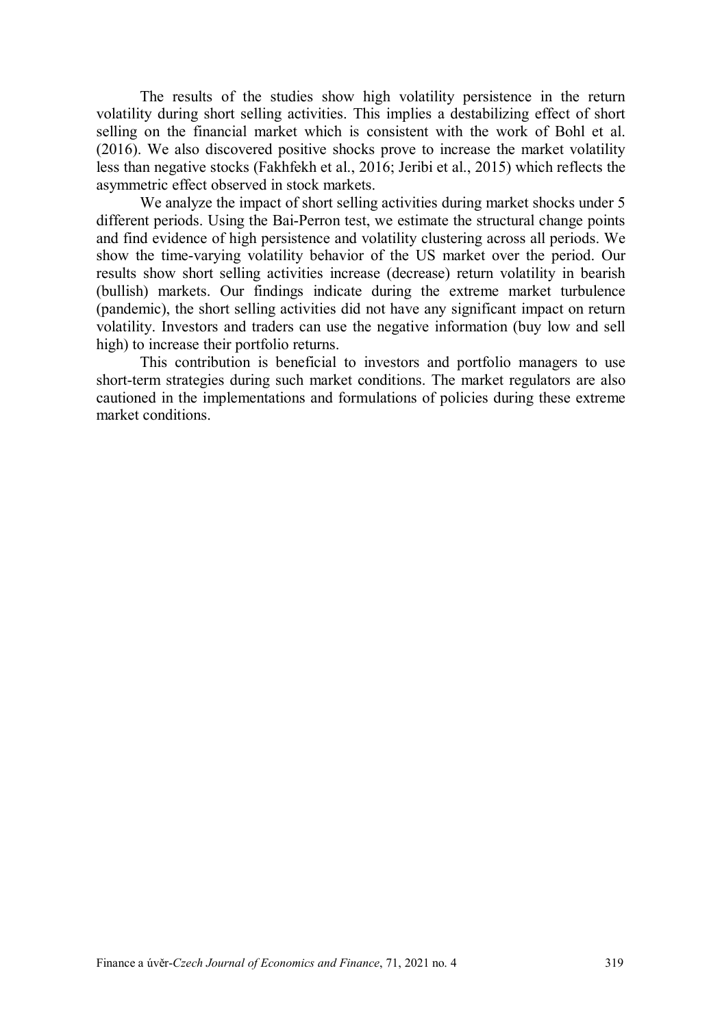The results of the studies show high volatility persistence in the return volatility during short selling activities. This implies a destabilizing effect of short selling on the financial market which is consistent with the work of Bohl et al. (2016). We also discovered positive shocks prove to increase the market volatility less than negative stocks (Fakhfekh et al., 2016; Jeribi et al., 2015) which reflects the asymmetric effect observed in stock markets.

We analyze the impact of short selling activities during market shocks under 5 different periods. Using the Bai-Perron test, we estimate the structural change points and find evidence of high persistence and volatility clustering across all periods. We show the time-varying volatility behavior of the US market over the period. Our results show short selling activities increase (decrease) return volatility in bearish (bullish) markets. Our findings indicate during the extreme market turbulence (pandemic), the short selling activities did not have any significant impact on return volatility. Investors and traders can use the negative information (buy low and sell high) to increase their portfolio returns.

This contribution is beneficial to investors and portfolio managers to use short-term strategies during such market conditions. The market regulators are also cautioned in the implementations and formulations of policies during these extreme market conditions.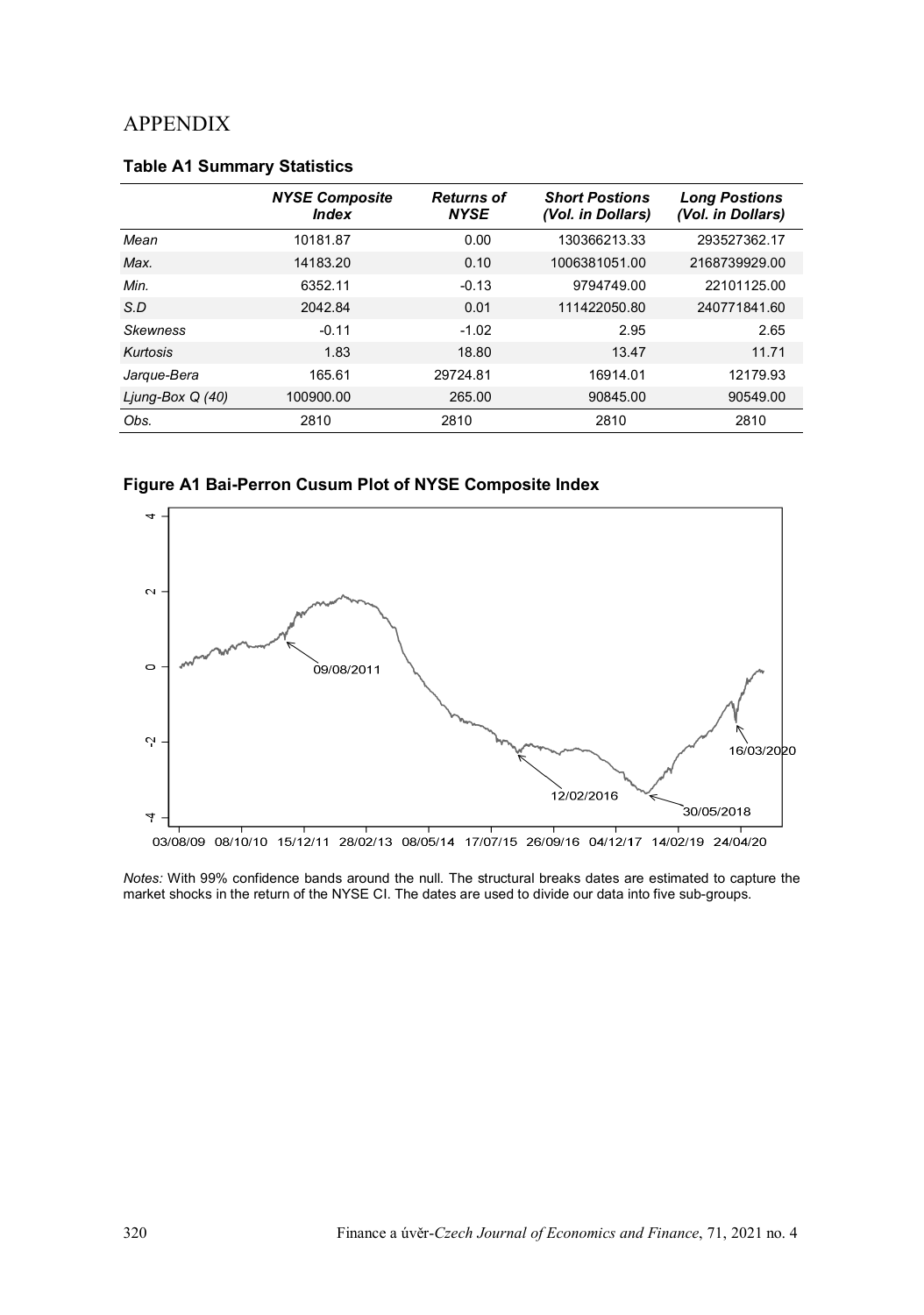# APPENDIX

**Table A1 Summary Statistics**

| | *NYSE Composite Index* | *Returns of NYSE* | *Short Postions (Vol. in Dollars)* | *Long Postions (Vol. in Dollars)* |
|---|---|---|---|---|
| *Mean* | 10181.87 | 0.00 | 130366213.33 | 293527362.17 |
| *Max.* | 14183.20 | 0.10 | 1006381051.00 | 2168739929.00 |
| *Min.* | 6352.11 | -0.13 | 9794749.00 | 22101125.00 |
| *S.D* | 2042.84 | 0.01 | 111422050.80 | 240771841.60 |
| *Skewness* | -0.11 | -1.02 | 2.95 | 2.65 |
| *Kurtosis* | 1.83 | 18.80 | 13.47 | 11.71 |
| *Jarque-Bera* | 165.61 | 29724.81 | 16914.01 | 12179.93 |
| *Ljung-Box Q (40)* | 100900.00 | 265.00 | 90845.00 | 90549.00 |
| *Obs.* | 2810 | 2810 | 2810 | 2810 |

**Figure A1 Bai-Perron Cusum Plot of NYSE Composite Index**

*Notes:* With 99% confidence bands around the null. The structural breaks dates are estimated to capture the market shocks in the return of the NYSE CI. The dates are used to divide our data into five sub-groups.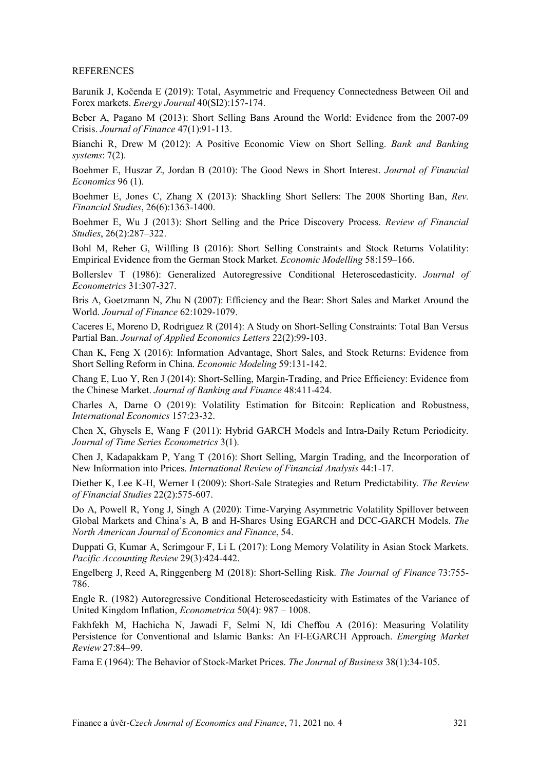REFERENCES

Baruník J, Kočenda E (2019): Total, Asymmetric and Frequency Connectedness Between Oil and Forex markets. *Energy Journal* 40(SI2):157-174.

Beber A, Pagano M (2013): Short Selling Bans Around the World: Evidence from the 2007-09 Crisis. *Journal of Finance* 47(1):91-113.

Bianchi R, Drew M (2012): A Positive Economic View on Short Selling. *Bank and Banking systems*: 7(2).

Boehmer E, Huszar Z, Jordan B (2010): The Good News in Short Interest. *Journal of Financial Economics* 96 (1).

Boehmer E, Jones C, Zhang X (2013): Shackling Short Sellers: The 2008 Shorting Ban, *Rev. Financial Studies*, 26(6):1363-1400.

Boehmer E, Wu J (2013): Short Selling and the Price Discovery Process. *Review of Financial Studies*, 26(2):287–322.

Bohl M, Reher G, Wilfling B (2016): Short Selling Constraints and Stock Returns Volatility: Empirical Evidence from the German Stock Market. *Economic Modelling* 58:159–166.

Bollerslev T (1986): Generalized Autoregressive Conditional Heteroscedasticity. *Journal of Econometrics* 31:307-327.

Bris A, Goetzmann N, Zhu N (2007): Efficiency and the Bear: Short Sales and Market Around the World. *Journal of Finance* 62:1029-1079.

Caceres E, Moreno D, Rodriguez R (2014): A Study on Short-Selling Constraints: Total Ban Versus Partial Ban. *Journal of Applied Economics Letters* 22(2):99-103.

Chan K, Feng X (2016): Information Advantage, Short Sales, and Stock Returns: Evidence from Short Selling Reform in China. *Economic Modeling* 59:131-142.

Chang E, Luo Y, Ren J (2014): Short-Selling, Margin-Trading, and Price Efficiency: Evidence from the Chinese Market. *Journal of Banking and Finance* 48:411-424.

Charles A, Darne O (2019): Volatility Estimation for Bitcoin: Replication and Robustness, *International Economics* 157:23-32.

Chen X, Ghysels E, Wang F (2011): Hybrid GARCH Models and Intra-Daily Return Periodicity. *Journal of Time Series Econometrics* 3(1).

Chen J, Kadapakkam P, Yang T (2016): Short Selling, Margin Trading, and the Incorporation of New Information into Prices. *International Review of Financial Analysis* 44:1-17.

Diether K, Lee K-H, Werner I (2009): Short-Sale Strategies and Return Predictability. *The Review of Financial Studies* 22(2):575-607.

Do A, Powell R, Yong J, Singh A (2020): Time-Varying Asymmetric Volatility Spillover between Global Markets and China's A, B and H-Shares Using EGARCH and DCC-GARCH Models. *The North American Journal of Economics and Finance*, 54.

Duppati G, Kumar A, Scrimgour F, Li L (2017): Long Memory Volatility in Asian Stock Markets. *Pacific Accounting Review* 29(3):424-442.

Engelberg J, Reed A, Ringgenberg M (2018): Short-Selling Risk. *The Journal of Finance* 73:755-786.

Engle R. (1982) Autoregressive Conditional Heteroscedasticity with Estimates of the Variance of United Kingdom Inflation, *Econometrica* 50(4): 987 – 1008.

Fakhfekh M, Hachicha N, Jawadi F, Selmi N, Idi Cheffou A (2016): Measuring Volatility Persistence for Conventional and Islamic Banks: An FI-EGARCH Approach. *Emerging Market Review* 27:84–99.

Fama E (1964): The Behavior of Stock-Market Prices. *The Journal of Business* 38(1):34-105.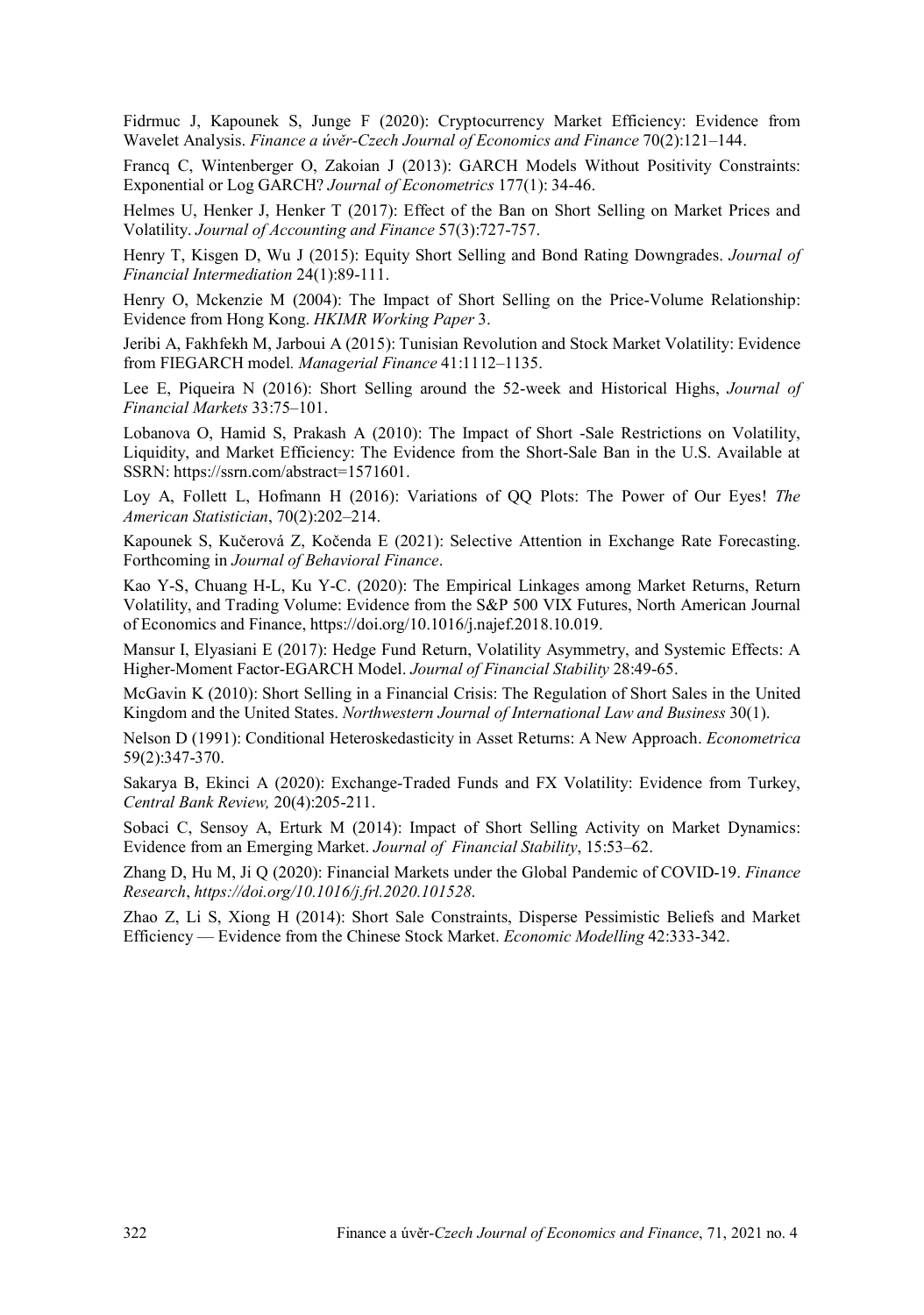Fidrmuc J, Kapounek S, Junge F (2020): Cryptocurrency Market Efficiency: Evidence from Wavelet Analysis. *Finance a úvěr-Czech Journal of Economics and Finance* 70(2):121–144.

Francq C, Wintenberger O, Zakoian J (2013): GARCH Models Without Positivity Constraints: Exponential or Log GARCH? *Journal of Econometrics* 177(1): 34-46.

Helmes U, Henker J, Henker T (2017): Effect of the Ban on Short Selling on Market Prices and Volatility. *Journal of Accounting and Finance* 57(3):727-757.

Henry T, Kisgen D, Wu J (2015): Equity Short Selling and Bond Rating Downgrades. *Journal of Financial Intermediation* 24(1):89-111.

Henry O, Mckenzie M (2004): The Impact of Short Selling on the Price-Volume Relationship: Evidence from Hong Kong. *HKIMR Working Paper* 3.

Jeribi A, Fakhfekh M, Jarboui A (2015): Tunisian Revolution and Stock Market Volatility: Evidence from FIEGARCH model. *Managerial Finance* 41:1112–1135.

Lee E, Piqueira N (2016): Short Selling around the 52-week and Historical Highs, *Journal of Financial Markets* 33:75–101.

Lobanova O, Hamid S, Prakash A (2010): The Impact of Short -Sale Restrictions on Volatility, Liquidity, and Market Efficiency: The Evidence from the Short-Sale Ban in the U.S. Available at SSRN: https://ssrn.com/abstract=1571601.

Loy A, Follett L, Hofmann H (2016): Variations of QQ Plots: The Power of Our Eyes! *The American Statistician*, 70(2):202–214.

Kapounek S, Kučerová Z, Kočenda E (2021): Selective Attention in Exchange Rate Forecasting. Forthcoming in *Journal of Behavioral Finance*.

Kao Y-S, Chuang H-L, Ku Y-C. (2020): The Empirical Linkages among Market Returns, Return Volatility, and Trading Volume: Evidence from the S&P 500 VIX Futures, North American Journal of Economics and Finance, https://doi.org/10.1016/j.najef.2018.10.019.

Mansur I, Elyasiani E (2017): Hedge Fund Return, Volatility Asymmetry, and Systemic Effects: A Higher-Moment Factor-EGARCH Model. *Journal of Financial Stability* 28:49-65.

McGavin K (2010): Short Selling in a Financial Crisis: The Regulation of Short Sales in the United Kingdom and the United States. *Northwestern Journal of International Law and Business* 30(1).

Nelson D (1991): Conditional Heteroskedasticity in Asset Returns: A New Approach. *Econometrica* 59(2):347-370.

Sakarya B, Ekinci A (2020): Exchange-Traded Funds and FX Volatility: Evidence from Turkey, *Central Bank Review,* 20(4):205-211.

Sobaci C, Sensoy A, Erturk M (2014): Impact of Short Selling Activity on Market Dynamics: Evidence from an Emerging Market. *Journal of Financial Stability*, 15:53–62.

Zhang D, Hu M, Ji Q (2020): Financial Markets under the Global Pandemic of COVID-19. *Finance Research*, *https://doi.org/10.1016/j.frl.2020.101528*.

Zhao Z, Li S, Xiong H (2014): Short Sale Constraints, Disperse Pessimistic Beliefs and Market Efficiency — Evidence from the Chinese Stock Market. *Economic Modelling* 42:333-342.